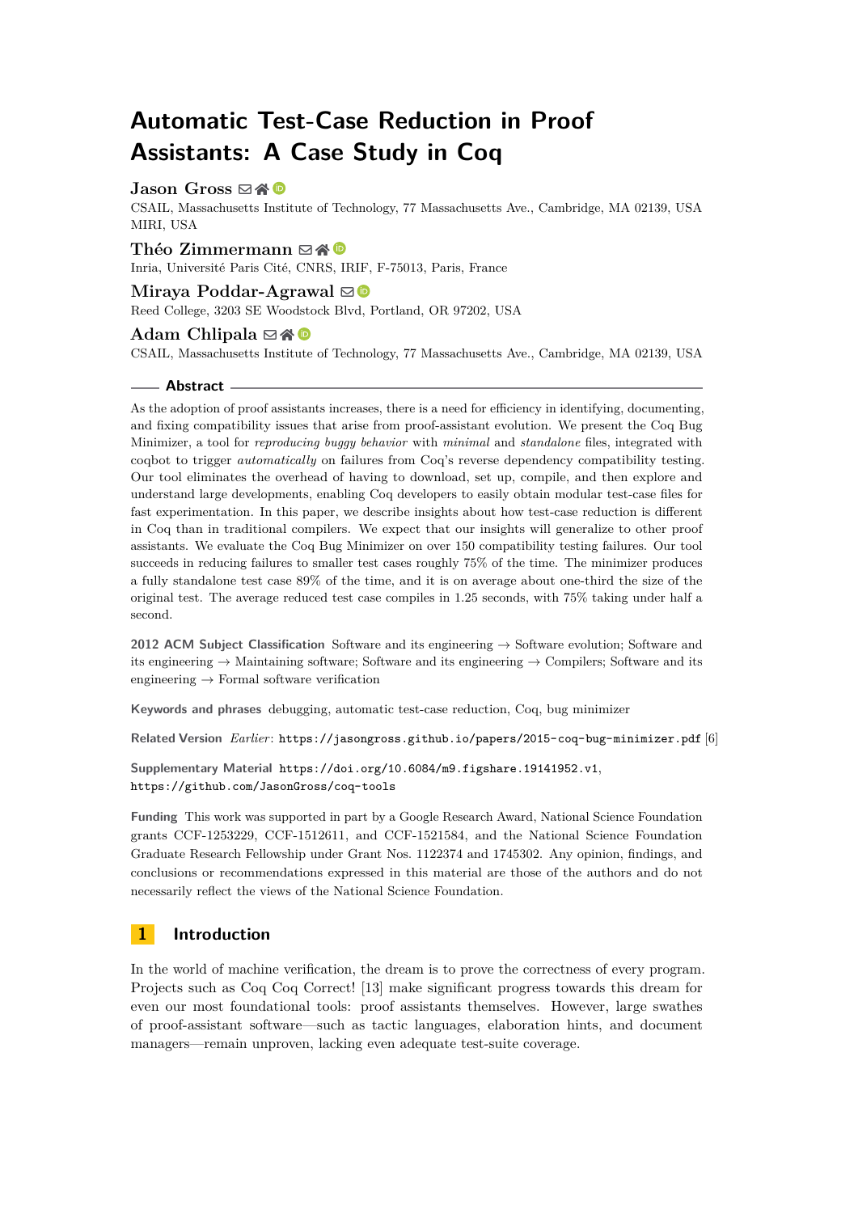# Automatic Test-Case Reduction in Proof Assistants: A Case Study in Coq

**Jason Gross**
CSAIL, Massachusetts Institute of Technology, 77 Massachusetts Ave., Cambridge, MA 02139, USA
MIRI, USA

**Théo Zimmermann**
Inria, Université Paris Cité, CNRS, IRIF, F-75013, Paris, France

**Miraya Poddar-Agrawal**
Reed College, 3203 SE Woodstock Blvd, Portland, OR 97202, USA

**Adam Chlipala**
CSAIL, Massachusetts Institute of Technology, 77 Massachusetts Ave., Cambridge, MA 02139, USA

## Abstract

As the adoption of proof assistants increases, there is a need for efficiency in identifying, documenting, and fixing compatibility issues that arise from proof-assistant evolution. We present the Coq Bug Minimizer, a tool for *reproducing buggy behavior* with *minimal* and *standalone* files, integrated with coqbot to trigger *automatically* on failures from Coq's reverse dependency compatibility testing. Our tool eliminates the overhead of having to download, set up, compile, and then explore and understand large developments, enabling Coq developers to easily obtain modular test-case files for fast experimentation. In this paper, we describe insights about how test-case reduction is different in Coq than in traditional compilers. We expect that our insights will generalize to other proof assistants. We evaluate the Coq Bug Minimizer on over 150 compatibility testing failures. Our tool succeeds in reducing failures to smaller test cases roughly 75% of the time. The minimizer produces a fully standalone test case 89% of the time, and it is on average about one-third the size of the original test. The average reduced test case compiles in 1.25 seconds, with 75% taking under half a second.

**2012 ACM Subject Classification** Software and its engineering → Software evolution; Software and its engineering → Maintaining software; Software and its engineering → Compilers; Software and its engineering → Formal software verification

**Keywords and phrases** debugging, automatic test-case reduction, Coq, bug minimizer

**Related Version** *Earlier*: https://jasongross.github.io/papers/2015-coq-bug-minimizer.pdf [6]

**Supplementary Material** https://doi.org/10.6084/m9.figshare.19141952.v1, https://github.com/JasonGross/coq-tools

**Funding** This work was supported in part by a Google Research Award, National Science Foundation grants CCF-1253229, CCF-1512611, and CCF-1521584, and the National Science Foundation Graduate Research Fellowship under Grant Nos. 1122374 and 1745302. Any opinion, findings, and conclusions or recommendations expressed in this material are those of the authors and do not necessarily reflect the views of the National Science Foundation.

## 1 Introduction

In the world of machine verification, the dream is to prove the correctness of every program. Projects such as Coq Coq Correct! [13] make significant progress towards this dream for even our most foundational tools: proof assistants themselves. However, large swathes of proof-assistant software—such as tactic languages, elaboration hints, and document managers—remain unproven, lacking even adequate test-suite coverage.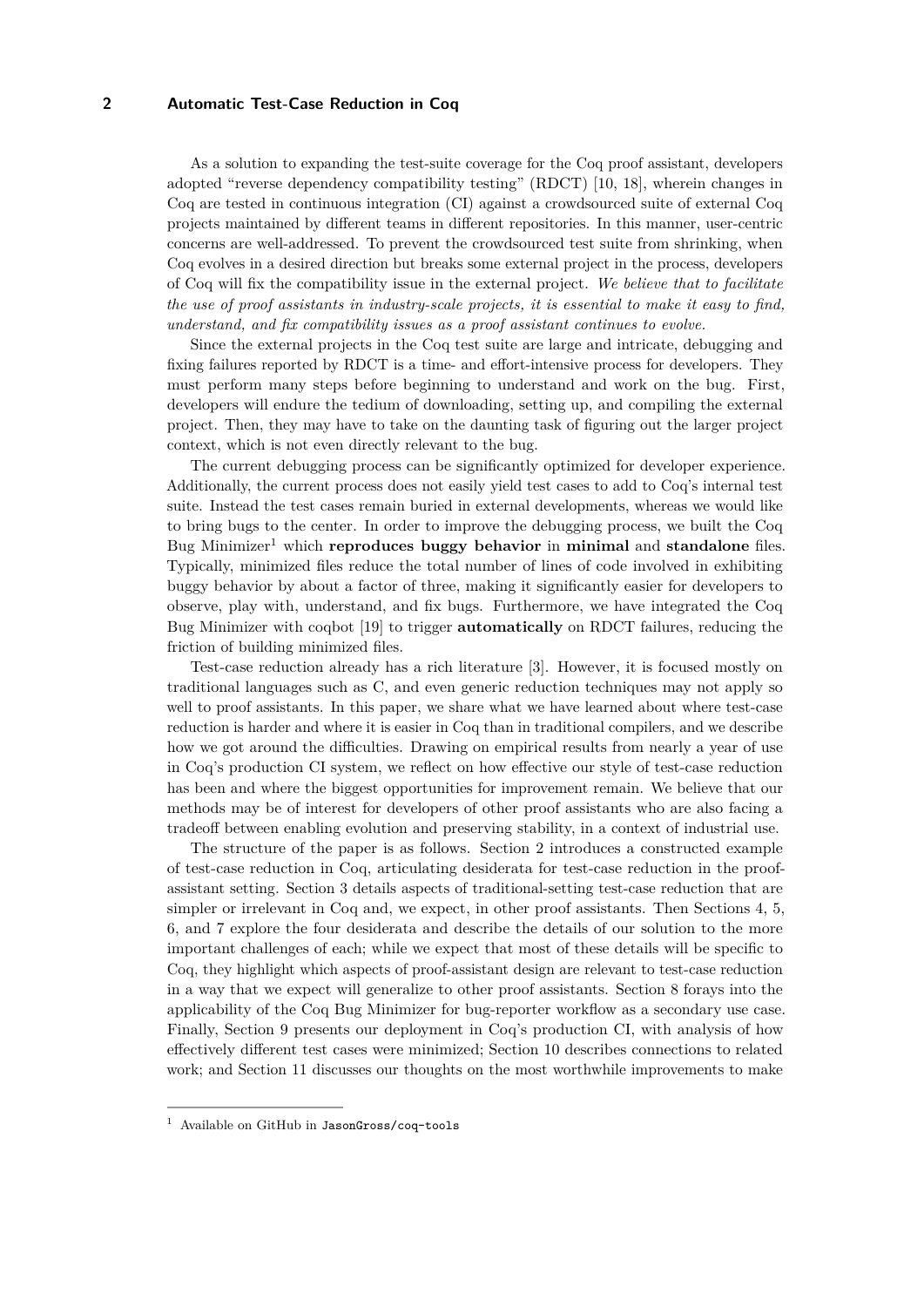As a solution to expanding the test-suite coverage for the Coq proof assistant, developers adopted "reverse dependency compatibility testing" (RDCT) [10, 18], wherein changes in Coq are tested in continuous integration (CI) against a crowdsourced suite of external Coq projects maintained by different teams in different repositories. In this manner, user-centric concerns are well-addressed. To prevent the crowdsourced test suite from shrinking, when Coq evolves in a desired direction but breaks some external project in the process, developers of Coq will fix the compatibility issue in the external project. *We believe that to facilitate the use of proof assistants in industry-scale projects, it is essential to make it easy to find, understand, and fix compatibility issues as a proof assistant continues to evolve.*

Since the external projects in the Coq test suite are large and intricate, debugging and fixing failures reported by RDCT is a time- and effort-intensive process for developers. They must perform many steps before beginning to understand and work on the bug. First, developers will endure the tedium of downloading, setting up, and compiling the external project. Then, they may have to take on the daunting task of figuring out the larger project context, which is not even directly relevant to the bug.

The current debugging process can be significantly optimized for developer experience. Additionally, the current process does not easily yield test cases to add to Coq's internal test suite. Instead the test cases remain buried in external developments, whereas we would like to bring bugs to the center. In order to improve the debugging process, we built the Coq Bug Minimizer[1] which **reproduces buggy behavior** in **minimal** and **standalone** files. Typically, minimized files reduce the total number of lines of code involved in exhibiting buggy behavior by about a factor of three, making it significantly easier for developers to observe, play with, understand, and fix bugs. Furthermore, we have integrated the Coq Bug Minimizer with coqbot [19] to trigger **automatically** on RDCT failures, reducing the friction of building minimized files.

Test-case reduction already has a rich literature [3]. However, it is focused mostly on traditional languages such as C, and even generic reduction techniques may not apply so well to proof assistants. In this paper, we share what we have learned about where test-case reduction is harder and where it is easier in Coq than in traditional compilers, and we describe how we got around the difficulties. Drawing on empirical results from nearly a year of use in Coq's production CI system, we reflect on how effective our style of test-case reduction has been and where the biggest opportunities for improvement remain. We believe that our methods may be of interest for developers of other proof assistants who are also facing a tradeoff between enabling evolution and preserving stability, in a context of industrial use.

The structure of the paper is as follows. Section 2 introduces a constructed example of test-case reduction in Coq, articulating desiderata for test-case reduction in the proof-assistant setting. Section 3 details aspects of traditional-setting test-case reduction that are simpler or irrelevant in Coq and, we expect, in other proof assistants. Then Sections 4, 5, 6, and 7 explore the four desiderata and describe the details of our solution to the more important challenges of each; while we expect that most of these details will be specific to Coq, they highlight which aspects of proof-assistant design are relevant to test-case reduction in a way that we expect will generalize to other proof assistants. Section 8 forays into the applicability of the Coq Bug Minimizer for bug-reporter workflow as a secondary use case. Finally, Section 9 presents our deployment in Coq's production CI, with analysis of how effectively different test cases were minimized; Section 10 describes connections to related work; and Section 11 discusses our thoughts on the most worthwhile improvements to make

[1] Available on GitHub in `JasonGross/coq-tools`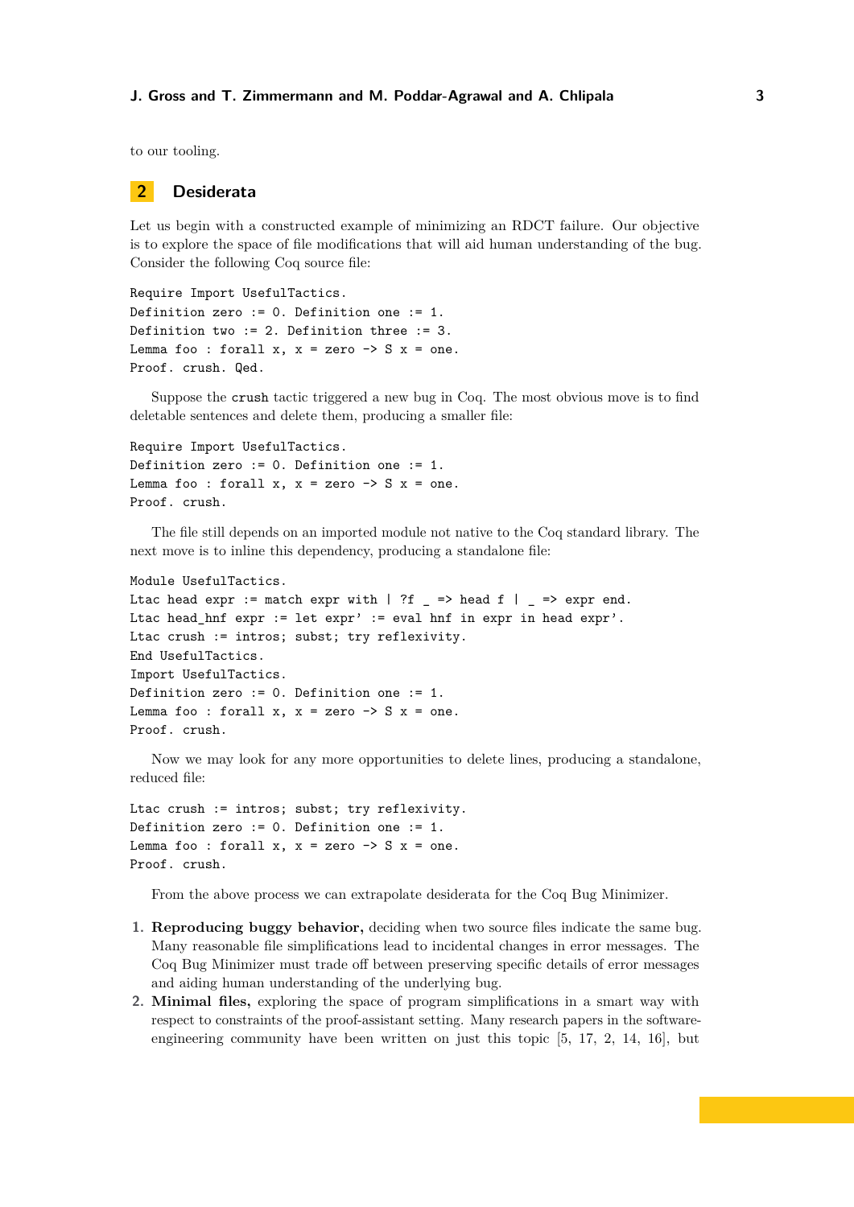to our tooling.

## 2 Desiderata

Let us begin with a constructed example of minimizing an RDCT failure. Our objective is to explore the space of file modifications that will aid human understanding of the bug. Consider the following Coq source file:

```
Require Import UsefulTactics.
Definition zero := 0. Definition one := 1.
Definition two := 2. Definition three := 3.
Lemma foo : forall x, x = zero -> S x = one.
Proof. crush. Qed.
```

Suppose the `crush` tactic triggered a new bug in Coq. The most obvious move is to find deletable sentences and delete them, producing a smaller file:

```
Require Import UsefulTactics.
Definition zero := 0. Definition one := 1.
Lemma foo : forall x, x = zero -> S x = one.
Proof. crush.
```

The file still depends on an imported module not native to the Coq standard library. The next move is to inline this dependency, producing a standalone file:

```
Module UsefulTactics.
Ltac head expr := match expr with | ?f _ => head f | _ => expr end.
Ltac head_hnf expr := let expr' := eval hnf in expr in head expr'.
Ltac crush := intros; subst; try reflexivity.
End UsefulTactics.
Import UsefulTactics.
Definition zero := 0. Definition one := 1.
Lemma foo : forall x, x = zero -> S x = one.
Proof. crush.
```

Now we may look for any more opportunities to delete lines, producing a standalone, reduced file:

```
Ltac crush := intros; subst; try reflexivity.
Definition zero := 0. Definition one := 1.
Lemma foo : forall x, x = zero -> S x = one.
Proof. crush.
```

From the above process we can extrapolate desiderata for the Coq Bug Minimizer.

1. **Reproducing buggy behavior,** deciding when two source files indicate the same bug. Many reasonable file simplifications lead to incidental changes in error messages. The Coq Bug Minimizer must trade off between preserving specific details of error messages and aiding human understanding of the underlying bug.
2. **Minimal files,** exploring the space of program simplifications in a smart way with respect to constraints of the proof-assistant setting. Many research papers in the software-engineering community have been written on just this topic [5, 17, 2, 14, 16], but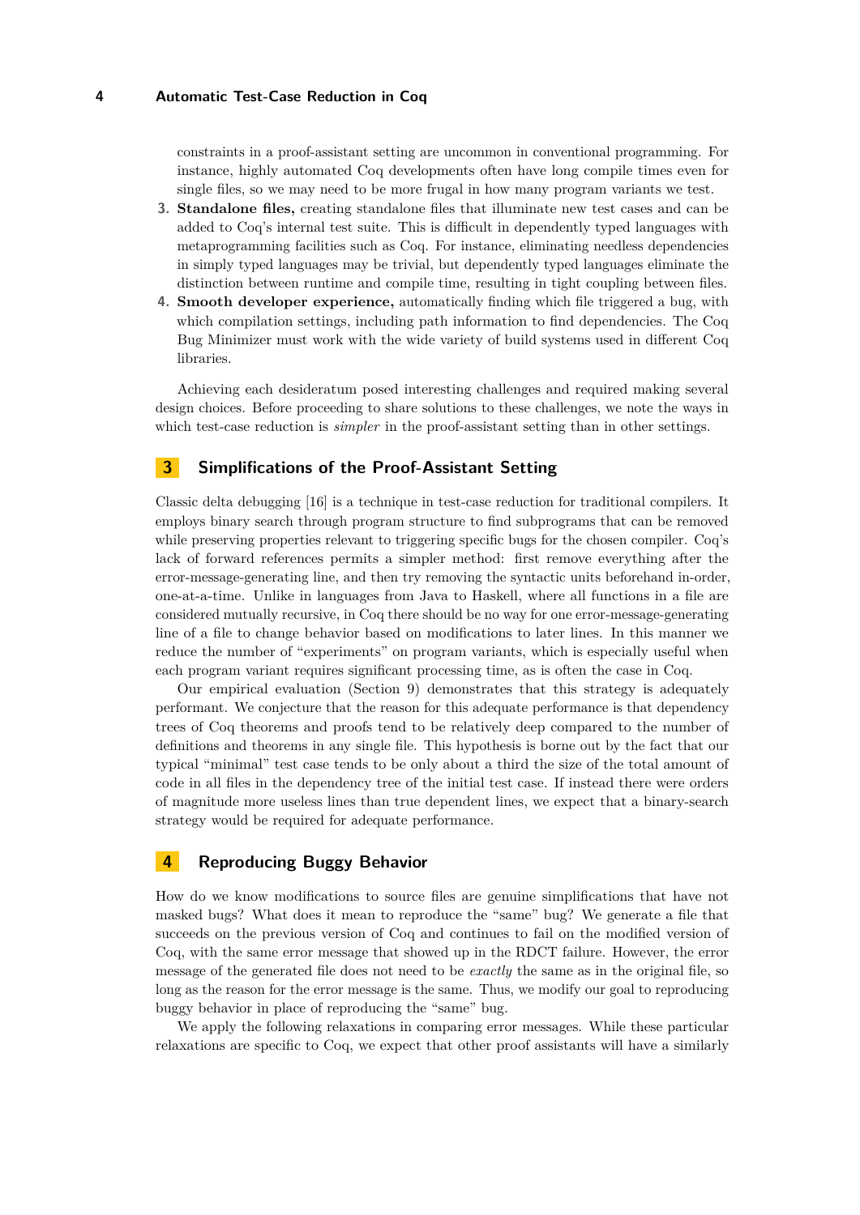constraints in a proof-assistant setting are uncommon in conventional programming. For instance, highly automated Coq developments often have long compile times even for single files, so we may need to be more frugal in how many program variants we test.

3. **Standalone files,** creating standalone files that illuminate new test cases and can be added to Coq's internal test suite. This is difficult in dependently typed languages with metaprogramming facilities such as Coq. For instance, eliminating needless dependencies in simply typed languages may be trivial, but dependently typed languages eliminate the distinction between runtime and compile time, resulting in tight coupling between files.
4. **Smooth developer experience,** automatically finding which file triggered a bug, with which compilation settings, including path information to find dependencies. The Coq Bug Minimizer must work with the wide variety of build systems used in different Coq libraries.

Achieving each desideratum posed interesting challenges and required making several design choices. Before proceeding to share solutions to these challenges, we note the ways in which test-case reduction is *simpler* in the proof-assistant setting than in other settings.

## 3 Simplifications of the Proof-Assistant Setting

Classic delta debugging [16] is a technique in test-case reduction for traditional compilers. It employs binary search through program structure to find subprograms that can be removed while preserving properties relevant to triggering specific bugs for the chosen compiler. Coq's lack of forward references permits a simpler method: first remove everything after the error-message-generating line, and then try removing the syntactic units beforehand in-order, one-at-a-time. Unlike in languages from Java to Haskell, where all functions in a file are considered mutually recursive, in Coq there should be no way for one error-message-generating line of a file to change behavior based on modifications to later lines. In this manner we reduce the number of "experiments" on program variants, which is especially useful when each program variant requires significant processing time, as is often the case in Coq.

Our empirical evaluation (Section 9) demonstrates that this strategy is adequately performant. We conjecture that the reason for this adequate performance is that dependency trees of Coq theorems and proofs tend to be relatively deep compared to the number of definitions and theorems in any single file. This hypothesis is borne out by the fact that our typical "minimal" test case tends to be only about a third the size of the total amount of code in all files in the dependency tree of the initial test case. If instead there were orders of magnitude more useless lines than true dependent lines, we expect that a binary-search strategy would be required for adequate performance.

## 4 Reproducing Buggy Behavior

How do we know modifications to source files are genuine simplifications that have not masked bugs? What does it mean to reproduce the "same" bug? We generate a file that succeeds on the previous version of Coq and continues to fail on the modified version of Coq, with the same error message that showed up in the RDCT failure. However, the error message of the generated file does not need to be *exactly* the same as in the original file, so long as the reason for the error message is the same. Thus, we modify our goal to reproducing buggy behavior in place of reproducing the "same" bug.

We apply the following relaxations in comparing error messages. While these particular relaxations are specific to Coq, we expect that other proof assistants will have a similarly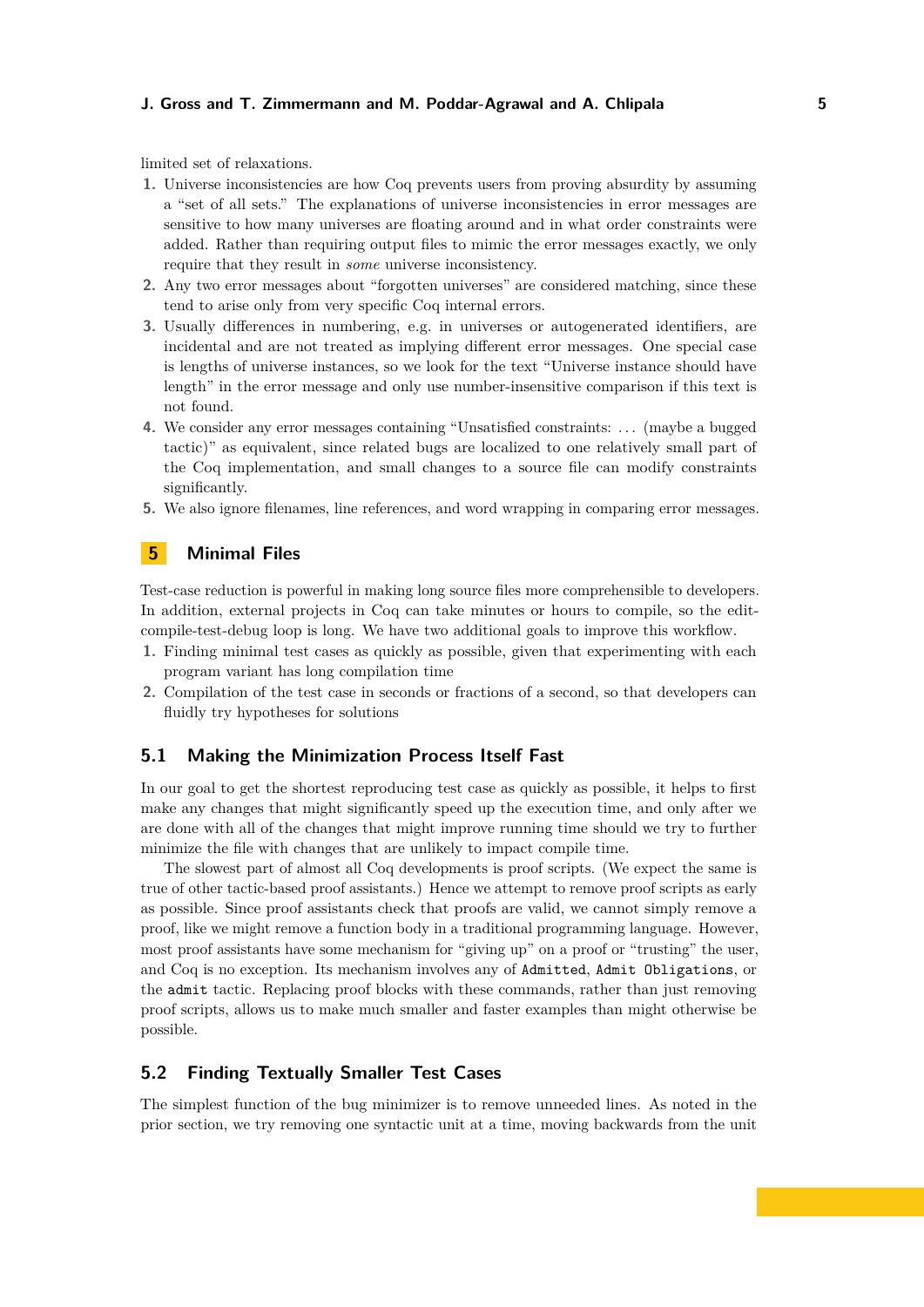limited set of relaxations.

1. Universe inconsistencies are how Coq prevents users from proving absurdity by assuming a "set of all sets." The explanations of universe inconsistencies in error messages are sensitive to how many universes are floating around and in what order constraints were added. Rather than requiring output files to mimic the error messages exactly, we only require that they result in *some* universe inconsistency.
2. Any two error messages about "forgotten universes" are considered matching, since these tend to arise only from very specific Coq internal errors.
3. Usually differences in numbering, e.g. in universes or autogenerated identifiers, are incidental and are not treated as implying different error messages. One special case is lengths of universe instances, so we look for the text "Universe instance should have length" in the error message and only use number-insensitive comparison if this text is not found.
4. We consider any error messages containing "Unsatisfied constraints: … (maybe a bugged tactic)" as equivalent, since related bugs are localized to one relatively small part of the Coq implementation, and small changes to a source file can modify constraints significantly.
5. We also ignore filenames, line references, and word wrapping in comparing error messages.

## 5 Minimal Files

Test-case reduction is powerful in making long source files more comprehensible to developers. In addition, external projects in Coq can take minutes or hours to compile, so the edit-compile-test-debug loop is long. We have two additional goals to improve this workflow.

1. Finding minimal test cases as quickly as possible, given that experimenting with each program variant has long compilation time
2. Compilation of the test case in seconds or fractions of a second, so that developers can fluidly try hypotheses for solutions

### 5.1 Making the Minimization Process Itself Fast

In our goal to get the shortest reproducing test case as quickly as possible, it helps to first make any changes that might significantly speed up the execution time, and only after we are done with all of the changes that might improve running time should we try to further minimize the file with changes that are unlikely to impact compile time.

The slowest part of almost all Coq developments is proof scripts. (We expect the same is true of other tactic-based proof assistants.) Hence we attempt to remove proof scripts as early as possible. Since proof assistants check that proofs are valid, we cannot simply remove a proof, like we might remove a function body in a traditional programming language. However, most proof assistants have some mechanism for "giving up" on a proof or "trusting" the user, and Coq is no exception. Its mechanism involves any of `Admitted`, `Admit Obligations`, or the `admit` tactic. Replacing proof blocks with these commands, rather than just removing proof scripts, allows us to make much smaller and faster examples than might otherwise be possible.

### 5.2 Finding Textually Smaller Test Cases

The simplest function of the bug minimizer is to remove unneeded lines. As noted in the prior section, we try removing one syntactic unit at a time, moving backwards from the unit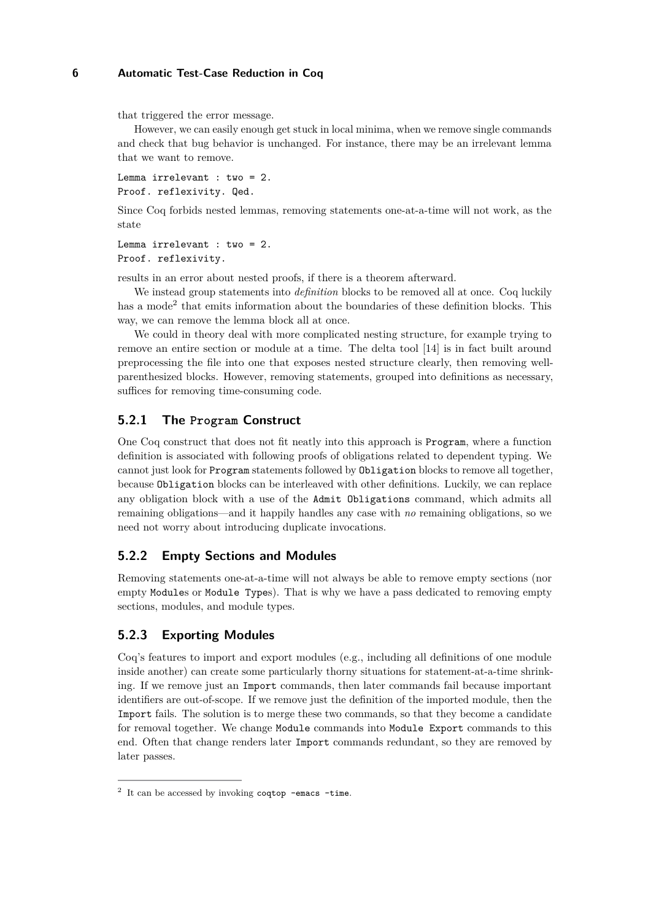that triggered the error message.

However, we can easily enough get stuck in local minima, when we remove single commands and check that bug behavior is unchanged. For instance, there may be an irrelevant lemma that we want to remove.

```
Lemma irrelevant : two = 2.
Proof. reflexivity. Qed.
```

Since Coq forbids nested lemmas, removing statements one-at-a-time will not work, as the state

```
Lemma irrelevant : two = 2.
Proof. reflexivity.
```

results in an error about nested proofs, if there is a theorem afterward.

We instead group statements into *definition* blocks to be removed all at once. Coq luckily has a mode[2] that emits information about the boundaries of these definition blocks. This way, we can remove the lemma block all at once.

We could in theory deal with more complicated nesting structure, for example trying to remove an entire section or module at a time. The delta tool [14] is in fact built around preprocessing the file into one that exposes nested structure clearly, then removing well-parenthesized blocks. However, removing statements, grouped into definitions as necessary, suffices for removing time-consuming code.

### 5.2.1 The `Program` Construct

One Coq construct that does not fit neatly into this approach is `Program`, where a function definition is associated with following proofs of obligations related to dependent typing. We cannot just look for `Program` statements followed by `Obligation` blocks to remove all together, because `Obligation` blocks can be interleaved with other definitions. Luckily, we can replace any obligation block with a use of the `Admit Obligations` command, which admits all remaining obligations—and it happily handles any case with *no* remaining obligations, so we need not worry about introducing duplicate invocations.

### 5.2.2 Empty Sections and Modules

Removing statements one-at-a-time will not always be able to remove empty sections (nor empty `Module`s or `Module Type`s). That is why we have a pass dedicated to removing empty sections, modules, and module types.

### 5.2.3 Exporting Modules

Coq's features to import and export modules (e.g., including all definitions of one module inside another) can create some particularly thorny situations for statement-at-a-time shrinking. If we remove just an `Import` commands, then later commands fail because important identifiers are out-of-scope. If we remove just the definition of the imported module, then the `Import` fails. The solution is to merge these two commands, so that they become a candidate for removal together. We change `Module` commands into `Module Export` commands to this end. Often that change renders later `Import` commands redundant, so they are removed by later passes.

---

[2] It can be accessed by invoking `coqtop -emacs -time`.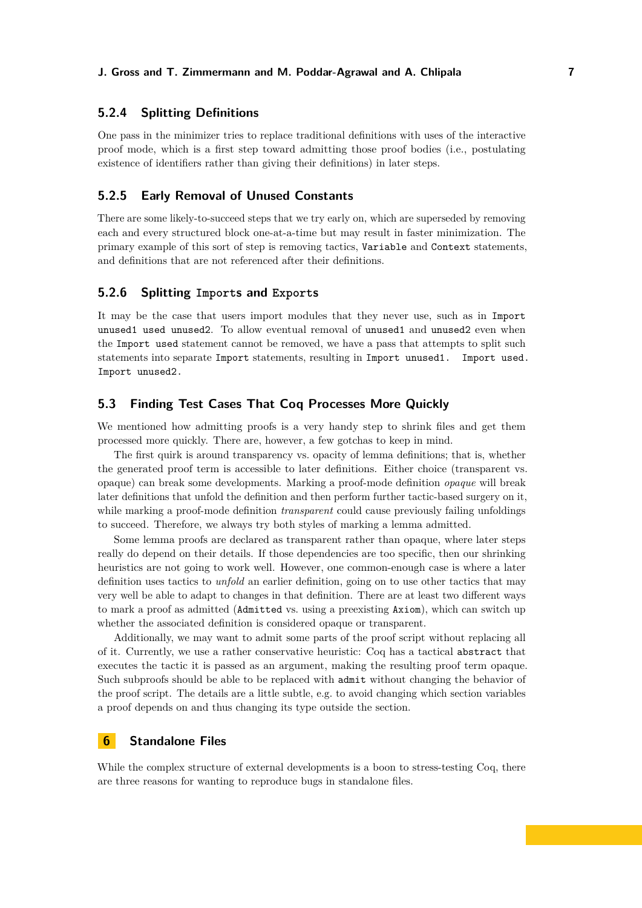### 5.2.4 Splitting Definitions

One pass in the minimizer tries to replace traditional definitions with uses of the interactive proof mode, which is a first step toward admitting those proof bodies (i.e., postulating existence of identifiers rather than giving their definitions) in later steps.

### 5.2.5 Early Removal of Unused Constants

There are some likely-to-succeed steps that we try early on, which are superseded by removing each and every structured block one-at-a-time but may result in faster minimization. The primary example of this sort of step is removing tactics, `Variable` and `Context` statements, and definitions that are not referenced after their definitions.

### 5.2.6 Splitting `Imports` and `Exports`

It may be the case that users import modules that they never use, such as in `Import unused1 used unused2`. To allow eventual removal of `unused1` and `unused2` even when the `Import used` statement cannot be removed, we have a pass that attempts to split such statements into separate `Import` statements, resulting in `Import unused1. Import used. Import unused2.`

## 5.3 Finding Test Cases That Coq Processes More Quickly

We mentioned how admitting proofs is a very handy step to shrink files and get them processed more quickly. There are, however, a few gotchas to keep in mind.

The first quirk is around transparency vs. opacity of lemma definitions; that is, whether the generated proof term is accessible to later definitions. Either choice (transparent vs. opaque) can break some developments. Marking a proof-mode definition *opaque* will break later definitions that unfold the definition and then perform further tactic-based surgery on it, while marking a proof-mode definition *transparent* could cause previously failing unfoldings to succeed. Therefore, we always try both styles of marking a lemma admitted.

Some lemma proofs are declared as transparent rather than opaque, where later steps really do depend on their details. If those dependencies are too specific, then our shrinking heuristics are not going to work well. However, one common-enough case is where a later definition uses tactics to *unfold* an earlier definition, going on to use other tactics that may very well be able to adapt to changes in that definition. There are at least two different ways to mark a proof as admitted (`Admitted` vs. using a preexisting `Axiom`), which can switch up whether the associated definition is considered opaque or transparent.

Additionally, we may want to admit some parts of the proof script without replacing all of it. Currently, we use a rather conservative heuristic: Coq has a tactical `abstract` that executes the tactic it is passed as an argument, making the resulting proof term opaque. Such subproofs should be able to be replaced with `admit` without changing the behavior of the proof script. The details are a little subtle, e.g. to avoid changing which section variables a proof depends on and thus changing its type outside the section.

# 6 Standalone Files

While the complex structure of external developments is a boon to stress-testing Coq, there are three reasons for wanting to reproduce bugs in standalone files.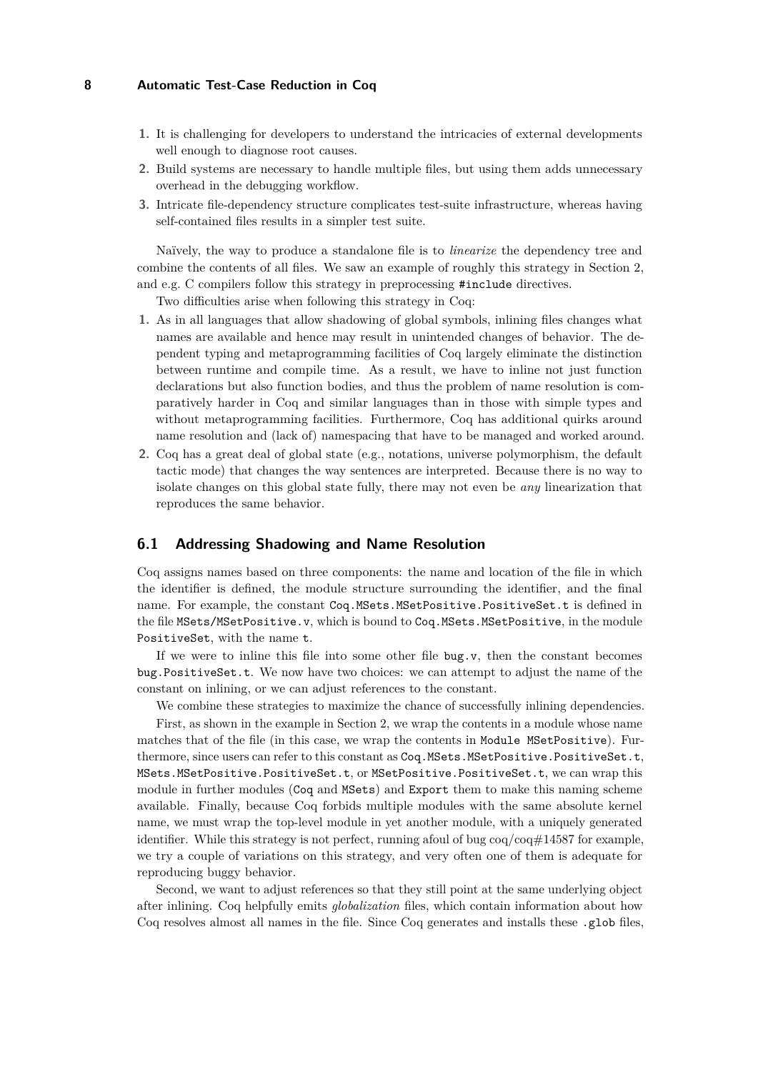1. It is challenging for developers to understand the intricacies of external developments well enough to diagnose root causes.
2. Build systems are necessary to handle multiple files, but using them adds unnecessary overhead in the debugging workflow.
3. Intricate file-dependency structure complicates test-suite infrastructure, whereas having self-contained files results in a simpler test suite.

Naïvely, the way to produce a standalone file is to *linearize* the dependency tree and combine the contents of all files. We saw an example of roughly this strategy in Section 2, and e.g. C compilers follow this strategy in preprocessing `#include` directives.

Two difficulties arise when following this strategy in Coq:

1. As in all languages that allow shadowing of global symbols, inlining files changes what names are available and hence may result in unintended changes of behavior. The dependent typing and metaprogramming facilities of Coq largely eliminate the distinction between runtime and compile time. As a result, we have to inline not just function declarations but also function bodies, and thus the problem of name resolution is comparatively harder in Coq and similar languages than in those with simple types and without metaprogramming facilities. Furthermore, Coq has additional quirks around name resolution and (lack of) namespacing that have to be managed and worked around.
2. Coq has a great deal of global state (e.g., notations, universe polymorphism, the default tactic mode) that changes the way sentences are interpreted. Because there is no way to isolate changes on this global state fully, there may not even be *any* linearization that reproduces the same behavior.

## 6.1 Addressing Shadowing and Name Resolution

Coq assigns names based on three components: the name and location of the file in which the identifier is defined, the module structure surrounding the identifier, and the final name. For example, the constant `Coq.MSets.MSetPositive.PositiveSet.t` is defined in the file `MSets/MSetPositive.v`, which is bound to `Coq.MSets.MSetPositive`, in the module `PositiveSet`, with the name `t`.

If we were to inline this file into some other file `bug.v`, then the constant becomes `bug.PositiveSet.t`. We now have two choices: we can attempt to adjust the name of the constant on inlining, or we can adjust references to the constant.

We combine these strategies to maximize the chance of successfully inlining dependencies.

First, as shown in the example in Section 2, we wrap the contents in a module whose name matches that of the file (in this case, we wrap the contents in `Module MSetPositive`). Furthermore, since users can refer to this constant as `Coq.MSets.MSetPositive.PositiveSet.t`, `MSets.MSetPositive.PositiveSet.t`, or `MSetPositive.PositiveSet.t`, we can wrap this module in further modules (`Coq` and `MSets`) and `Export` them to make this naming scheme available. Finally, because Coq forbids multiple modules with the same absolute kernel name, we must wrap the top-level module in yet another module, with a uniquely generated identifier. While this strategy is not perfect, running afoul of bug coq/coq#14587 for example, we try a couple of variations on this strategy, and very often one of them is adequate for reproducing buggy behavior.

Second, we want to adjust references so that they still point at the same underlying object after inlining. Coq helpfully emits *globalization* files, which contain information about how Coq resolves almost all names in the file. Since Coq generates and installs these `.glob` files,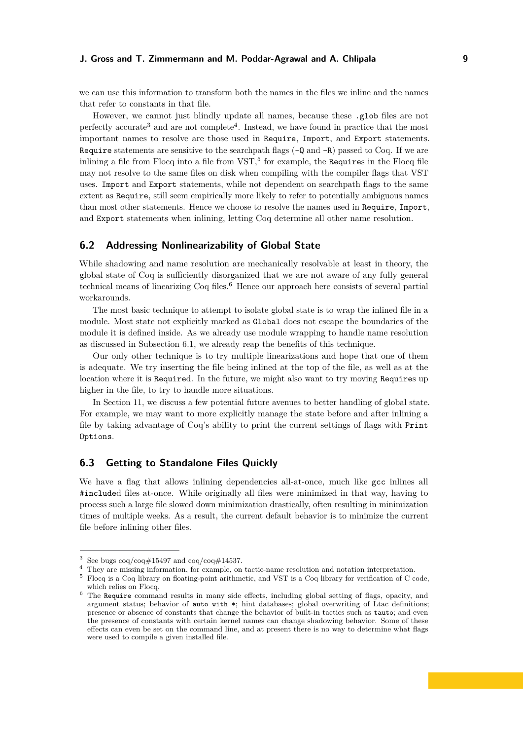we can use this information to transform both the names in the files we inline and the names that refer to constants in that file.

However, we cannot just blindly update all names, because these `.glob` files are not perfectly accurate[3] and are not complete[4]. Instead, we have found in practice that the most important names to resolve are those used in `Require`, `Import`, and `Export` statements. `Require` statements are sensitive to the searchpath flags (`-Q` and `-R`) passed to Coq. If we are inlining a file from Flocq into a file from VST,[5] for example, the `Require`s in the Flocq file may not resolve to the same files on disk when compiling with the compiler flags that VST uses. `Import` and `Export` statements, while not dependent on searchpath flags to the same extent as `Require`, still seem empirically more likely to refer to potentially ambiguous names than most other statements. Hence we choose to resolve the names used in `Require`, `Import`, and `Export` statements when inlining, letting Coq determine all other name resolution.

## 6.2 Addressing Nonlinearizability of Global State

While shadowing and name resolution are mechanically resolvable at least in theory, the global state of Coq is sufficiently disorganized that we are not aware of any fully general technical means of linearizing Coq files.[6] Hence our approach here consists of several partial workarounds.

The most basic technique to attempt to isolate global state is to wrap the inlined file in a module. Most state not explicitly marked as `Global` does not escape the boundaries of the module it is defined inside. As we already use module wrapping to handle name resolution as discussed in Subsection 6.1, we already reap the benefits of this technique.

Our only other technique is to try multiple linearizations and hope that one of them is adequate. We try inserting the file being inlined at the top of the file, as well as at the location where it is `Require`d. In the future, we might also want to try moving `Require`s up higher in the file, to try to handle more situations.

In Section 11, we discuss a few potential future avenues to better handling of global state. For example, we may want to more explicitly manage the state before and after inlining a file by taking advantage of Coq's ability to print the current settings of flags with `Print Options`.

## 6.3 Getting to Standalone Files Quickly

We have a flag that allows inlining dependencies all-at-once, much like `gcc` inlines all `#include`d files at-once. While originally all files were minimized in that way, having to process such a large file slowed down minimization drastically, often resulting in minimization times of multiple weeks. As a result, the current default behavior is to minimize the current file before inlining other files.

---

[3] See bugs coq/coq#15497 and coq/coq#14537.

[4] They are missing information, for example, on tactic-name resolution and notation interpretation.

[5] Flocq is a Coq library on floating-point arithmetic, and VST is a Coq library for verification of C code, which relies on Flocq.

[6] The `Require` command results in many side effects, including global setting of flags, opacity, and argument status; behavior of `auto with *`; hint databases; global overwriting of Ltac definitions; presence or absence of constants that change the behavior of built-in tactics such as `tauto`; and even the presence of constants with certain kernel names can change shadowing behavior. Some of these effects can even be set on the command line, and at present there is no way to determine what flags were used to compile a given installed file.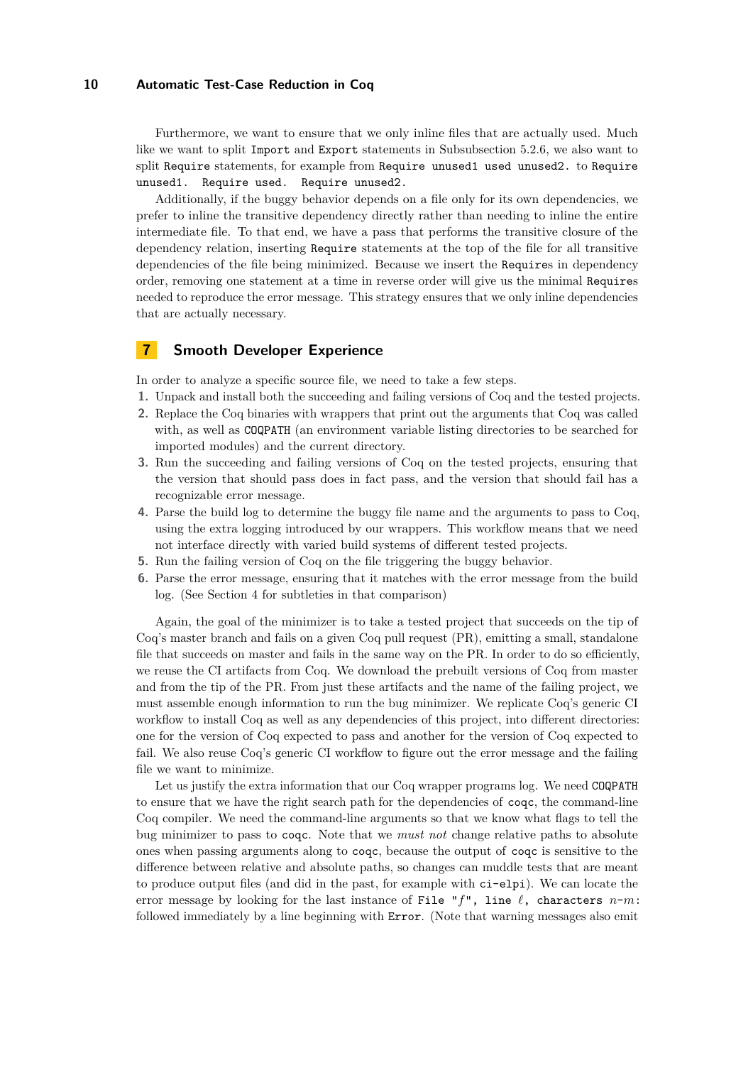Furthermore, we want to ensure that we only inline files that are actually used. Much like we want to split `Import` and `Export` statements in Subsubsection 5.2.6, we also want to split `Require` statements, for example from `Require unused1 used unused2.` to `Require unused1. Require used. Require unused2.`

Additionally, if the buggy behavior depends on a file only for its own dependencies, we prefer to inline the transitive dependency directly rather than needing to inline the entire intermediate file. To that end, we have a pass that performs the transitive closure of the dependency relation, inserting `Require` statements at the top of the file for all transitive dependencies of the file being minimized. Because we insert the `Require`s in dependency order, removing one statement at a time in reverse order will give us the minimal `Require`s needed to reproduce the error message. This strategy ensures that we only inline dependencies that are actually necessary.

## 7 Smooth Developer Experience

In order to analyze a specific source file, we need to take a few steps.

1. Unpack and install both the succeeding and failing versions of Coq and the tested projects.
2. Replace the Coq binaries with wrappers that print out the arguments that Coq was called with, as well as `COQPATH` (an environment variable listing directories to be searched for imported modules) and the current directory.
3. Run the succeeding and failing versions of Coq on the tested projects, ensuring that the version that should pass does in fact pass, and the version that should fail has a recognizable error message.
4. Parse the build log to determine the buggy file name and the arguments to pass to Coq, using the extra logging introduced by our wrappers. This workflow means that we need not interface directly with varied build systems of different tested projects.
5. Run the failing version of Coq on the file triggering the buggy behavior.
6. Parse the error message, ensuring that it matches with the error message from the build log. (See Section 4 for subtleties in that comparison)

Again, the goal of the minimizer is to take a tested project that succeeds on the tip of Coq's master branch and fails on a given Coq pull request (PR), emitting a small, standalone file that succeeds on master and fails in the same way on the PR. In order to do so efficiently, we reuse the CI artifacts from Coq. We download the prebuilt versions of Coq from master and from the tip of the PR. From just these artifacts and the name of the failing project, we must assemble enough information to run the bug minimizer. We replicate Coq's generic CI workflow to install Coq as well as any dependencies of this project, into different directories: one for the version of Coq expected to pass and another for the version of Coq expected to fail. We also reuse Coq's generic CI workflow to figure out the error message and the failing file we want to minimize.

Let us justify the extra information that our Coq wrapper programs log. We need `COQPATH` to ensure that we have the right search path for the dependencies of `coqc`, the command-line Coq compiler. We need the command-line arguments so that we know what flags to tell the bug minimizer to pass to `coqc`. Note that we *must not* change relative paths to absolute ones when passing arguments along to `coqc`, because the output of `coqc` is sensitive to the difference between relative and absolute paths, so changes can muddle tests that are meant to produce output files (and did in the past, for example with `ci-elpi`). We can locate the error message by looking for the last instance of `File "`$f$`", line `$\ell$`, characters `$n$-$m$`:` followed immediately by a line beginning with `Error`. (Note that warning messages also emit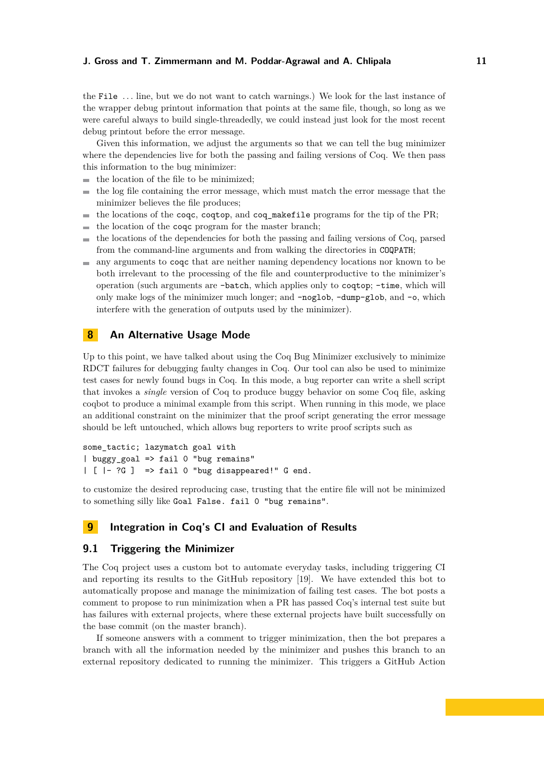the `File` ... line, but we do not want to catch warnings.) We look for the last instance of the wrapper debug printout information that points at the same file, though, so long as we were careful always to build single-threadedly, we could instead just look for the most recent debug printout before the error message.

Given this information, we adjust the arguments so that we can tell the bug minimizer where the dependencies live for both the passing and failing versions of Coq. We then pass this information to the bug minimizer:

- the location of the file to be minimized;
- the log file containing the error message, which must match the error message that the minimizer believes the file produces;
- the locations of the `coqc`, `coqtop`, and `coq_makefile` programs for the tip of the PR;
- the location of the `coqc` program for the master branch;
- the locations of the dependencies for both the passing and failing versions of Coq, parsed from the command-line arguments and from walking the directories in `COQPATH`;
- any arguments to `coqc` that are neither naming dependency locations nor known to be both irrelevant to the processing of the file and counterproductive to the minimizer's operation (such arguments are `-batch`, which applies only to `coqtop`; `-time`, which will only make logs of the minimizer much longer; and `-noglob`, `-dump-glob`, and `-o`, which interfere with the generation of outputs used by the minimizer).

# 8 An Alternative Usage Mode

Up to this point, we have talked about using the Coq Bug Minimizer exclusively to minimize RDCT failures for debugging faulty changes in Coq. Our tool can also be used to minimize test cases for newly found bugs in Coq. In this mode, a bug reporter can write a shell script that invokes a *single* version of Coq to produce buggy behavior on some Coq file, asking coqbot to produce a minimal example from this script. When running in this mode, we place an additional constraint on the minimizer that the proof script generating the error message should be left untouched, which allows bug reporters to write proof scripts such as

```
some_tactic; lazymatch goal with
| buggy_goal => fail 0 "bug remains"
| [ |- ?G ]  => fail 0 "bug disappeared!" G end.
```

to customize the desired reproducing case, trusting that the entire file will not be minimized to something silly like `Goal False. fail 0 "bug remains"`.

# 9 Integration in Coq's CI and Evaluation of Results

## 9.1 Triggering the Minimizer

The Coq project uses a custom bot to automate everyday tasks, including triggering CI and reporting its results to the GitHub repository [19]. We have extended this bot to automatically propose and manage the minimization of failing test cases. The bot posts a comment to propose to run minimization when a PR has passed Coq's internal test suite but has failures with external projects, where these external projects have built successfully on the base commit (on the master branch).

If someone answers with a comment to trigger minimization, then the bot prepares a branch with all the information needed by the minimizer and pushes this branch to an external repository dedicated to running the minimizer. This triggers a GitHub Action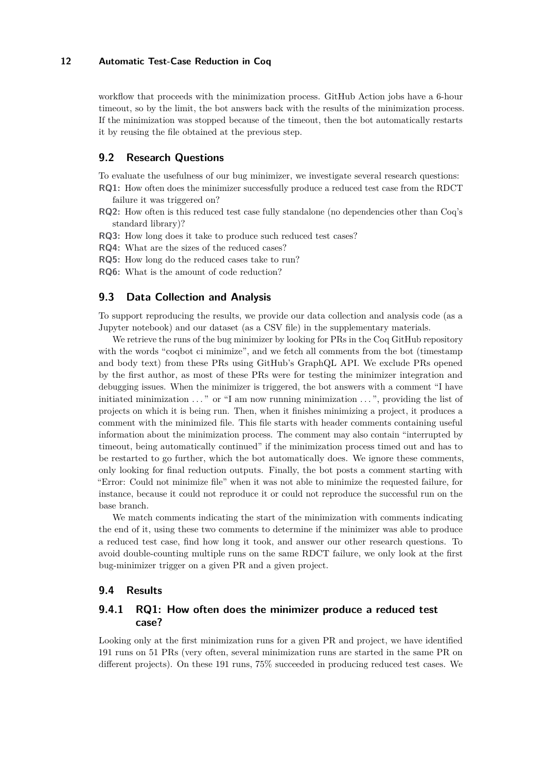workflow that proceeds with the minimization process. GitHub Action jobs have a 6-hour timeout, so by the limit, the bot answers back with the results of the minimization process. If the minimization was stopped because of the timeout, then the bot automatically restarts it by reusing the file obtained at the previous step.

## 9.2 Research Questions

To evaluate the usefulness of our bug minimizer, we investigate several research questions:

- **RQ1:** How often does the minimizer successfully produce a reduced test case from the RDCT failure it was triggered on?
- **RQ2:** How often is this reduced test case fully standalone (no dependencies other than Coq's standard library)?
- **RQ3:** How long does it take to produce such reduced test cases?
- **RQ4:** What are the sizes of the reduced cases?
- **RQ5:** How long do the reduced cases take to run?
- **RQ6:** What is the amount of code reduction?

## 9.3 Data Collection and Analysis

To support reproducing the results, we provide our data collection and analysis code (as a Jupyter notebook) and our dataset (as a CSV file) in the supplementary materials.

We retrieve the runs of the bug minimizer by looking for PRs in the Coq GitHub repository with the words "coqbot ci minimize", and we fetch all comments from the bot (timestamp and body text) from these PRs using GitHub's GraphQL API. We exclude PRs opened by the first author, as most of these PRs were for testing the minimizer integration and debugging issues. When the minimizer is triggered, the bot answers with a comment "I have initiated minimization ..." or "I am now running minimization ...", providing the list of projects on which it is being run. Then, when it finishes minimizing a project, it produces a comment with the minimized file. This file starts with header comments containing useful information about the minimization process. The comment may also contain "interrupted by timeout, being automatically continued" if the minimization process timed out and has to be restarted to go further, which the bot automatically does. We ignore these comments, only looking for final reduction outputs. Finally, the bot posts a comment starting with "Error: Could not minimize file" when it was not able to minimize the requested failure, for instance, because it could not reproduce it or could not reproduce the successful run on the base branch.

We match comments indicating the start of the minimization with comments indicating the end of it, using these two comments to determine if the minimizer was able to produce a reduced test case, find how long it took, and answer our other research questions. To avoid double-counting multiple runs on the same RDCT failure, we only look at the first bug-minimizer trigger on a given PR and a given project.

## 9.4 Results

### 9.4.1 RQ1: How often does the minimizer produce a reduced test case?

Looking only at the first minimization runs for a given PR and project, we have identified 191 runs on 51 PRs (very often, several minimization runs are started in the same PR on different projects). On these 191 runs, 75% succeeded in producing reduced test cases. We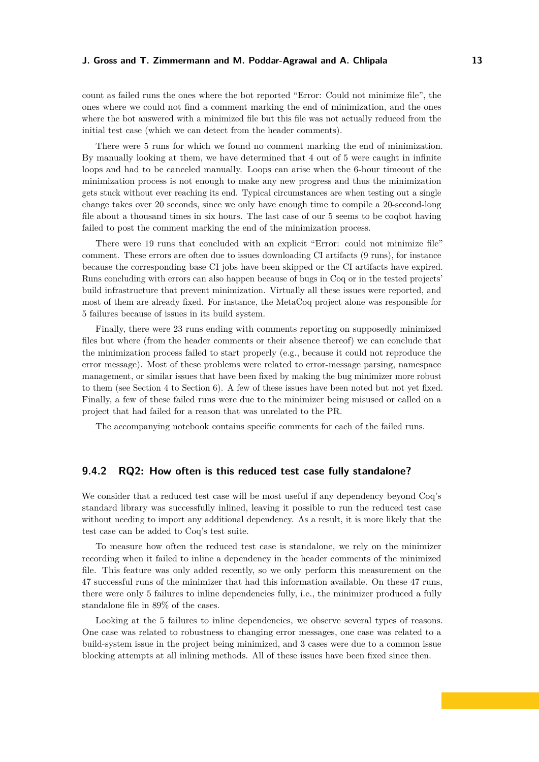count as failed runs the ones where the bot reported "Error: Could not minimize file", the ones where we could not find a comment marking the end of minimization, and the ones where the bot answered with a minimized file but this file was not actually reduced from the initial test case (which we can detect from the header comments).

There were 5 runs for which we found no comment marking the end of minimization. By manually looking at them, we have determined that 4 out of 5 were caught in infinite loops and had to be canceled manually. Loops can arise when the 6-hour timeout of the minimization process is not enough to make any new progress and thus the minimization gets stuck without ever reaching its end. Typical circumstances are when testing out a single change takes over 20 seconds, since we only have enough time to compile a 20-second-long file about a thousand times in six hours. The last case of our 5 seems to be coqbot having failed to post the comment marking the end of the minimization process.

There were 19 runs that concluded with an explicit "Error: could not minimize file" comment. These errors are often due to issues downloading CI artifacts (9 runs), for instance because the corresponding base CI jobs have been skipped or the CI artifacts have expired. Runs concluding with errors can also happen because of bugs in Coq or in the tested projects' build infrastructure that prevent minimization. Virtually all these issues were reported, and most of them are already fixed. For instance, the MetaCoq project alone was responsible for 5 failures because of issues in its build system.

Finally, there were 23 runs ending with comments reporting on supposedly minimized files but where (from the header comments or their absence thereof) we can conclude that the minimization process failed to start properly (e.g., because it could not reproduce the error message). Most of these problems were related to error-message parsing, namespace management, or similar issues that have been fixed by making the bug minimizer more robust to them (see Section 4 to Section 6). A few of these issues have been noted but not yet fixed. Finally, a few of these failed runs were due to the minimizer being misused or called on a project that had failed for a reason that was unrelated to the PR.

The accompanying notebook contains specific comments for each of the failed runs.

### 9.4.2 RQ2: How often is this reduced test case fully standalone?

We consider that a reduced test case will be most useful if any dependency beyond Coq's standard library was successfully inlined, leaving it possible to run the reduced test case without needing to import any additional dependency. As a result, it is more likely that the test case can be added to Coq's test suite.

To measure how often the reduced test case is standalone, we rely on the minimizer recording when it failed to inline a dependency in the header comments of the minimized file. This feature was only added recently, so we only perform this measurement on the 47 successful runs of the minimizer that had this information available. On these 47 runs, there were only 5 failures to inline dependencies fully, i.e., the minimizer produced a fully standalone file in 89% of the cases.

Looking at the 5 failures to inline dependencies, we observe several types of reasons. One case was related to robustness to changing error messages, one case was related to a build-system issue in the project being minimized, and 3 cases were due to a common issue blocking attempts at all inlining methods. All of these issues have been fixed since then.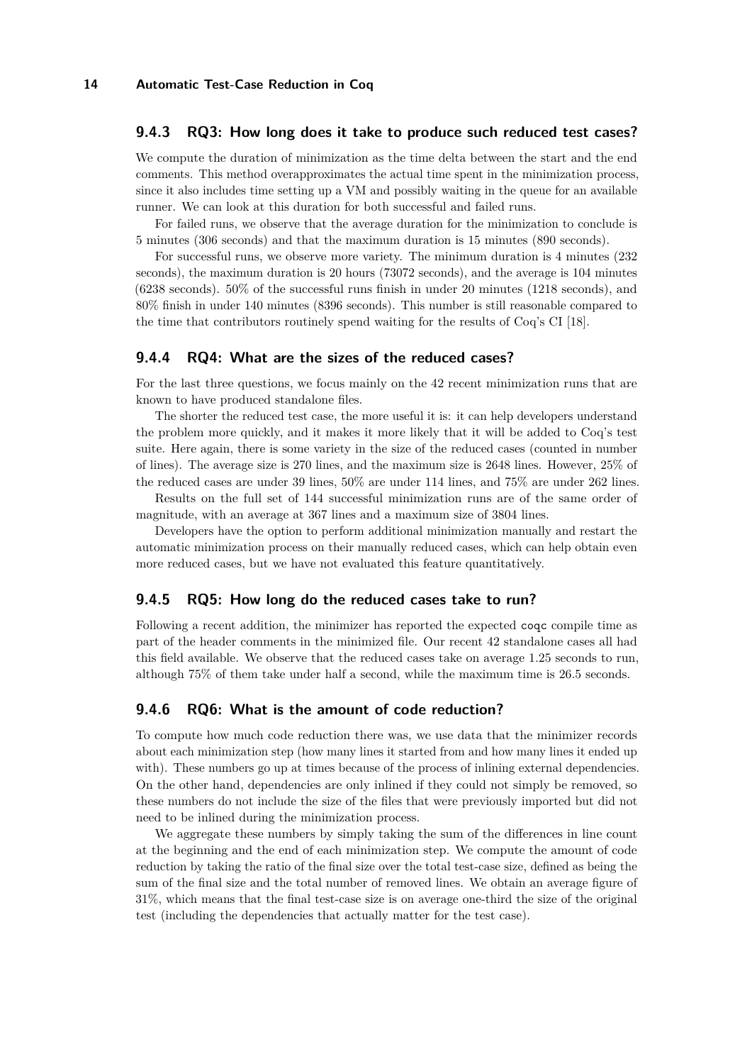### 9.4.3 RQ3: How long does it take to produce such reduced test cases?

We compute the duration of minimization as the time delta between the start and the end comments. This method overapproximates the actual time spent in the minimization process, since it also includes time setting up a VM and possibly waiting in the queue for an available runner. We can look at this duration for both successful and failed runs.

For failed runs, we observe that the average duration for the minimization to conclude is 5 minutes (306 seconds) and that the maximum duration is 15 minutes (890 seconds).

For successful runs, we observe more variety. The minimum duration is 4 minutes (232 seconds), the maximum duration is 20 hours (73072 seconds), and the average is 104 minutes (6238 seconds). 50% of the successful runs finish in under 20 minutes (1218 seconds), and 80% finish in under 140 minutes (8396 seconds). This number is still reasonable compared to the time that contributors routinely spend waiting for the results of Coq's CI [18].

### 9.4.4 RQ4: What are the sizes of the reduced cases?

For the last three questions, we focus mainly on the 42 recent minimization runs that are known to have produced standalone files.

The shorter the reduced test case, the more useful it is: it can help developers understand the problem more quickly, and it makes it more likely that it will be added to Coq's test suite. Here again, there is some variety in the size of the reduced cases (counted in number of lines). The average size is 270 lines, and the maximum size is 2648 lines. However, 25% of the reduced cases are under 39 lines, 50% are under 114 lines, and 75% are under 262 lines.

Results on the full set of 144 successful minimization runs are of the same order of magnitude, with an average at 367 lines and a maximum size of 3804 lines.

Developers have the option to perform additional minimization manually and restart the automatic minimization process on their manually reduced cases, which can help obtain even more reduced cases, but we have not evaluated this feature quantitatively.

### 9.4.5 RQ5: How long do the reduced cases take to run?

Following a recent addition, the minimizer has reported the expected `coqc` compile time as part of the header comments in the minimized file. Our recent 42 standalone cases all had this field available. We observe that the reduced cases take on average 1.25 seconds to run, although 75% of them take under half a second, while the maximum time is 26.5 seconds.

### 9.4.6 RQ6: What is the amount of code reduction?

To compute how much code reduction there was, we use data that the minimizer records about each minimization step (how many lines it started from and how many lines it ended up with). These numbers go up at times because of the process of inlining external dependencies. On the other hand, dependencies are only inlined if they could not simply be removed, so these numbers do not include the size of the files that were previously imported but did not need to be inlined during the minimization process.

We aggregate these numbers by simply taking the sum of the differences in line count at the beginning and the end of each minimization step. We compute the amount of code reduction by taking the ratio of the final size over the total test-case size, defined as being the sum of the final size and the total number of removed lines. We obtain an average figure of 31%, which means that the final test-case size is on average one-third the size of the original test (including the dependencies that actually matter for the test case).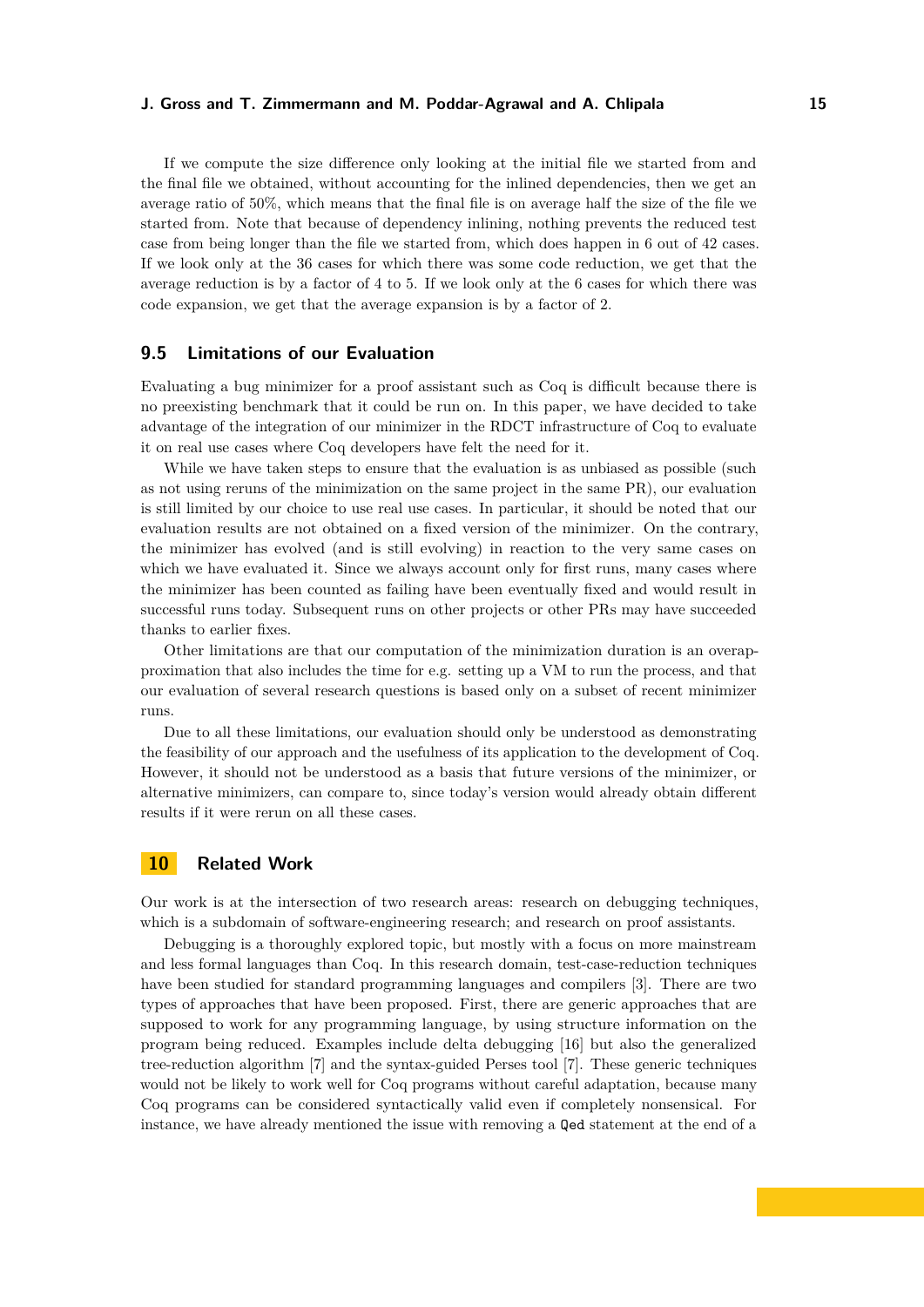If we compute the size difference only looking at the initial file we started from and the final file we obtained, without accounting for the inlined dependencies, then we get an average ratio of 50%, which means that the final file is on average half the size of the file we started from. Note that because of dependency inlining, nothing prevents the reduced test case from being longer than the file we started from, which does happen in 6 out of 42 cases. If we look only at the 36 cases for which there was some code reduction, we get that the average reduction is by a factor of 4 to 5. If we look only at the 6 cases for which there was code expansion, we get that the average expansion is by a factor of 2.

## 9.5 Limitations of our Evaluation

Evaluating a bug minimizer for a proof assistant such as Coq is difficult because there is no preexisting benchmark that it could be run on. In this paper, we have decided to take advantage of the integration of our minimizer in the RDCT infrastructure of Coq to evaluate it on real use cases where Coq developers have felt the need for it.

While we have taken steps to ensure that the evaluation is as unbiased as possible (such as not using reruns of the minimization on the same project in the same PR), our evaluation is still limited by our choice to use real use cases. In particular, it should be noted that our evaluation results are not obtained on a fixed version of the minimizer. On the contrary, the minimizer has evolved (and is still evolving) in reaction to the very same cases on which we have evaluated it. Since we always account only for first runs, many cases where the minimizer has been counted as failing have been eventually fixed and would result in successful runs today. Subsequent runs on other projects or other PRs may have succeeded thanks to earlier fixes.

Other limitations are that our computation of the minimization duration is an overapproximation that also includes the time for e.g. setting up a VM to run the process, and that our evaluation of several research questions is based only on a subset of recent minimizer runs.

Due to all these limitations, our evaluation should only be understood as demonstrating the feasibility of our approach and the usefulness of its application to the development of Coq. However, it should not be understood as a basis that future versions of the minimizer, or alternative minimizers, can compare to, since today's version would already obtain different results if it were rerun on all these cases.

# 10 Related Work

Our work is at the intersection of two research areas: research on debugging techniques, which is a subdomain of software-engineering research; and research on proof assistants.

Debugging is a thoroughly explored topic, but mostly with a focus on more mainstream and less formal languages than Coq. In this research domain, test-case-reduction techniques have been studied for standard programming languages and compilers [3]. There are two types of approaches that have been proposed. First, there are generic approaches that are supposed to work for any programming language, by using structure information on the program being reduced. Examples include delta debugging [16] but also the generalized tree-reduction algorithm [7] and the syntax-guided Perses tool [7]. These generic techniques would not be likely to work well for Coq programs without careful adaptation, because many Coq programs can be considered syntactically valid even if completely nonsensical. For instance, we have already mentioned the issue with removing a `Qed` statement at the end of a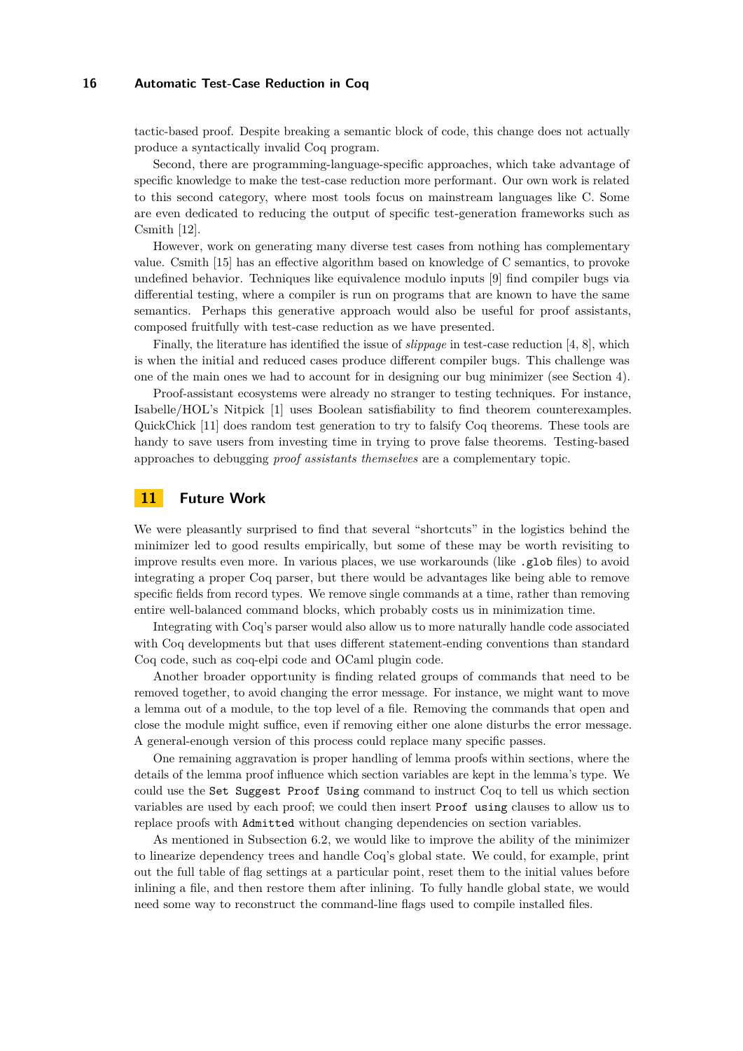tactic-based proof. Despite breaking a semantic block of code, this change does not actually produce a syntactically invalid Coq program.

Second, there are programming-language-specific approaches, which take advantage of specific knowledge to make the test-case reduction more performant. Our own work is related to this second category, where most tools focus on mainstream languages like C. Some are even dedicated to reducing the output of specific test-generation frameworks such as Csmith [12].

However, work on generating many diverse test cases from nothing has complementary value. Csmith [15] has an effective algorithm based on knowledge of C semantics, to provoke undefined behavior. Techniques like equivalence modulo inputs [9] find compiler bugs via differential testing, where a compiler is run on programs that are known to have the same semantics. Perhaps this generative approach would also be useful for proof assistants, composed fruitfully with test-case reduction as we have presented.

Finally, the literature has identified the issue of *slippage* in test-case reduction [4, 8], which is when the initial and reduced cases produce different compiler bugs. This challenge was one of the main ones we had to account for in designing our bug minimizer (see Section 4).

Proof-assistant ecosystems were already no stranger to testing techniques. For instance, Isabelle/HOL's Nitpick [1] uses Boolean satisfiability to find theorem counterexamples. QuickChick [11] does random test generation to try to falsify Coq theorems. These tools are handy to save users from investing time in trying to prove false theorems. Testing-based approaches to debugging *proof assistants themselves* are a complementary topic.

## 11 Future Work

We were pleasantly surprised to find that several "shortcuts" in the logistics behind the minimizer led to good results empirically, but some of these may be worth revisiting to improve results even more. In various places, we use workarounds (like `.glob` files) to avoid integrating a proper Coq parser, but there would be advantages like being able to remove specific fields from record types. We remove single commands at a time, rather than removing entire well-balanced command blocks, which probably costs us in minimization time.

Integrating with Coq's parser would also allow us to more naturally handle code associated with Coq developments but that uses different statement-ending conventions than standard Coq code, such as coq-elpi code and OCaml plugin code.

Another broader opportunity is finding related groups of commands that need to be removed together, to avoid changing the error message. For instance, we might want to move a lemma out of a module, to the top level of a file. Removing the commands that open and close the module might suffice, even if removing either one alone disturbs the error message. A general-enough version of this process could replace many specific passes.

One remaining aggravation is proper handling of lemma proofs within sections, where the details of the lemma proof influence which section variables are kept in the lemma's type. We could use the `Set Suggest Proof Using` command to instruct Coq to tell us which section variables are used by each proof; we could then insert `Proof using` clauses to allow us to replace proofs with `Admitted` without changing dependencies on section variables.

As mentioned in Subsection 6.2, we would like to improve the ability of the minimizer to linearize dependency trees and handle Coq's global state. We could, for example, print out the full table of flag settings at a particular point, reset them to the initial values before inlining a file, and then restore them after inlining. To fully handle global state, we would need some way to reconstruct the command-line flags used to compile installed files.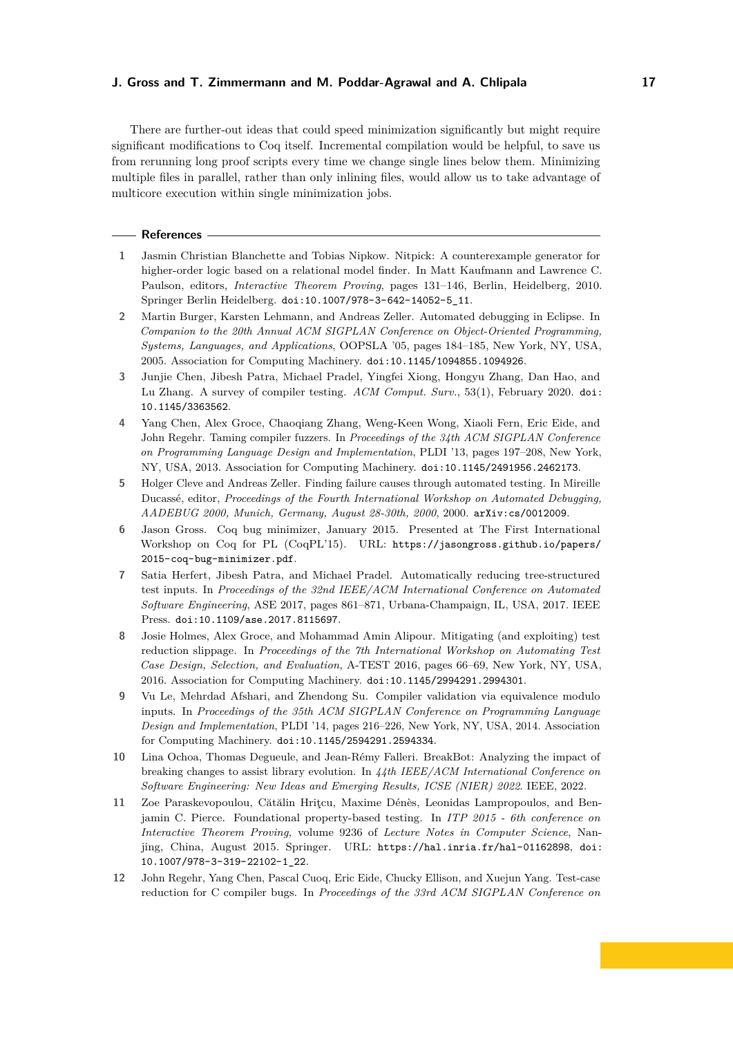There are further-out ideas that could speed minimization significantly but might require significant modifications to Coq itself. Incremental compilation would be helpful, to save us from rerunning long proof scripts every time we change single lines below them. Minimizing multiple files in parallel, rather than only inlining files, would allow us to take advantage of multicore execution within single minimization jobs.

## References

1. Jasmin Christian Blanchette and Tobias Nipkow. Nitpick: A counterexample generator for higher-order logic based on a relational model finder. In Matt Kaufmann and Lawrence C. Paulson, editors, *Interactive Theorem Proving*, pages 131–146, Berlin, Heidelberg, 2010. Springer Berlin Heidelberg. `doi:10.1007/978-3-642-14052-5_11`.
2. Martin Burger, Karsten Lehmann, and Andreas Zeller. Automated debugging in Eclipse. In *Companion to the 20th Annual ACM SIGPLAN Conference on Object-Oriented Programming, Systems, Languages, and Applications*, OOPSLA '05, pages 184–185, New York, NY, USA, 2005. Association for Computing Machinery. `doi:10.1145/1094855.1094926`.
3. Junjie Chen, Jibesh Patra, Michael Pradel, Yingfei Xiong, Hongyu Zhang, Dan Hao, and Lu Zhang. A survey of compiler testing. *ACM Comput. Surv.*, 53(1), February 2020. `doi:10.1145/3363562`.
4. Yang Chen, Alex Groce, Chaoqiang Zhang, Weng-Keen Wong, Xiaoli Fern, Eric Eide, and John Regehr. Taming compiler fuzzers. In *Proceedings of the 34th ACM SIGPLAN Conference on Programming Language Design and Implementation*, PLDI '13, pages 197–208, New York, NY, USA, 2013. Association for Computing Machinery. `doi:10.1145/2491956.2462173`.
5. Holger Cleve and Andreas Zeller. Finding failure causes through automated testing. In Mireille Ducassé, editor, *Proceedings of the Fourth International Workshop on Automated Debugging, AADEBUG 2000, Munich, Germany, August 28-30th, 2000*, 2000. `arXiv:cs/0012009`.
6. Jason Gross. Coq bug minimizer, January 2015. Presented at The First International Workshop on Coq for PL (CoqPL'15). URL: `https://jasongross.github.io/papers/2015-coq-bug-minimizer.pdf`.
7. Satia Herfert, Jibesh Patra, and Michael Pradel. Automatically reducing tree-structured test inputs. In *Proceedings of the 32nd IEEE/ACM International Conference on Automated Software Engineering*, ASE 2017, pages 861–871, Urbana-Champaign, IL, USA, 2017. IEEE Press. `doi:10.1109/ase.2017.8115697`.
8. Josie Holmes, Alex Groce, and Mohammad Amin Alipour. Mitigating (and exploiting) test reduction slippage. In *Proceedings of the 7th International Workshop on Automating Test Case Design, Selection, and Evaluation*, A-TEST 2016, pages 66–69, New York, NY, USA, 2016. Association for Computing Machinery. `doi:10.1145/2994291.2994301`.
9. Vu Le, Mehrdad Afshari, and Zhendong Su. Compiler validation via equivalence modulo inputs. In *Proceedings of the 35th ACM SIGPLAN Conference on Programming Language Design and Implementation*, PLDI '14, pages 216–226, New York, NY, USA, 2014. Association for Computing Machinery. `doi:10.1145/2594291.2594334`.
10. Lina Ochoa, Thomas Degueule, and Jean-Rémy Falleri. BreakBot: Analyzing the impact of breaking changes to assist library evolution. In *44th IEEE/ACM International Conference on Software Engineering: New Ideas and Emerging Results, ICSE (NIER) 2022*. IEEE, 2022.
11. Zoe Paraskevopoulou, Cătălin Hriţcu, Maxime Dénès, Leonidas Lampropoulos, and Benjamin C. Pierce. Foundational property-based testing. In *ITP 2015 - 6th conference on Interactive Theorem Proving*, volume 9236 of *Lecture Notes in Computer Science*, Nanjing, China, August 2015. Springer. URL: `https://hal.inria.fr/hal-01162898`, `doi:10.1007/978-3-319-22102-1_22`.
12. John Regehr, Yang Chen, Pascal Cuoq, Eric Eide, Chucky Ellison, and Xuejun Yang. Test-case reduction for C compiler bugs. In *Proceedings of the 33rd ACM SIGPLAN Conference on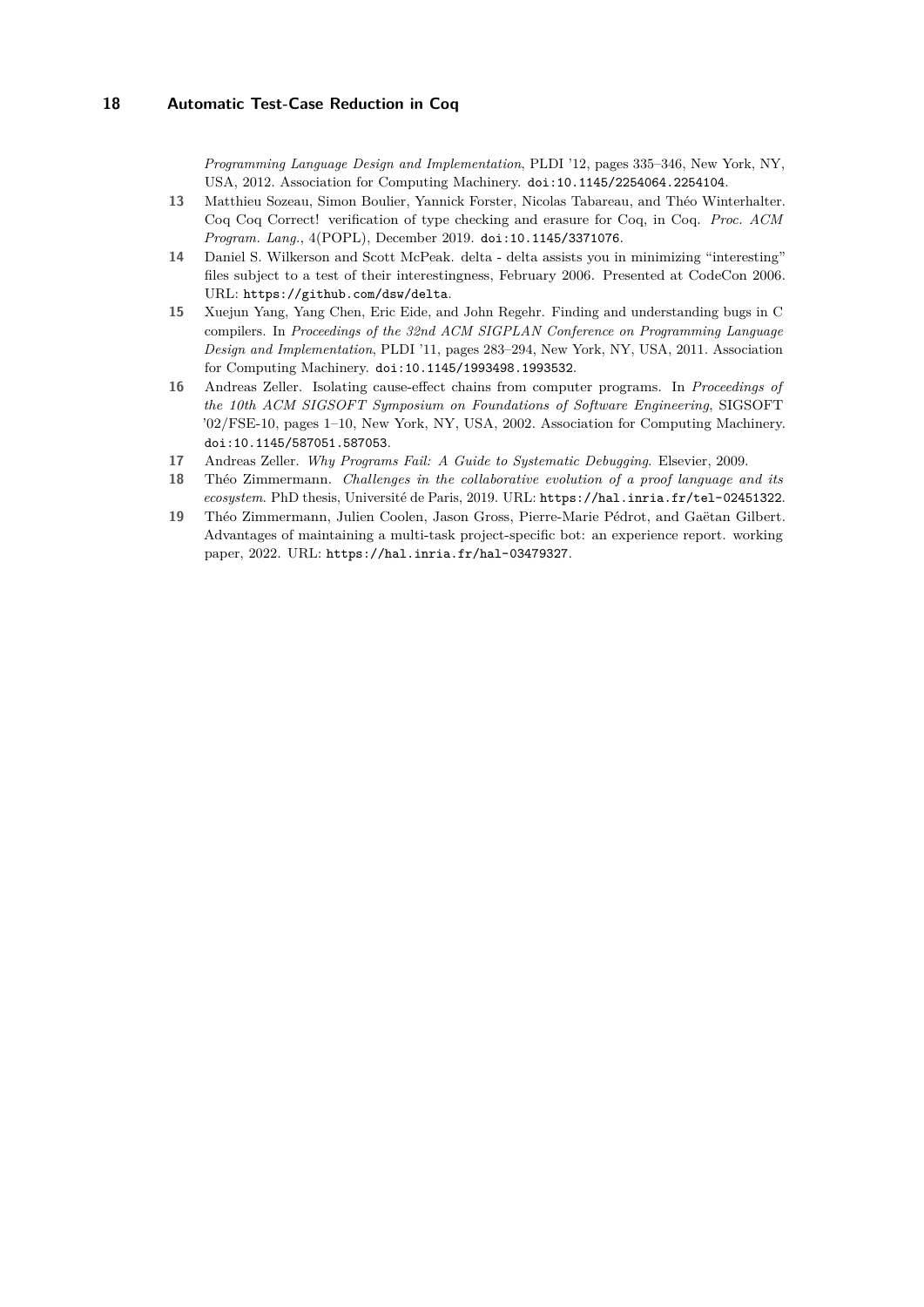*Programming Language Design and Implementation*, PLDI '12, pages 335–346, New York, NY, USA, 2012. Association for Computing Machinery. doi:10.1145/2254064.2254104.

13 Matthieu Sozeau, Simon Boulier, Yannick Forster, Nicolas Tabareau, and Théo Winterhalter. Coq Coq Correct! verification of type checking and erasure for Coq, in Coq. *Proc. ACM Program. Lang.*, 4(POPL), December 2019. doi:10.1145/3371076.

14 Daniel S. Wilkerson and Scott McPeak. delta - delta assists you in minimizing "interesting" files subject to a test of their interestingness, February 2006. Presented at CodeCon 2006. URL: https://github.com/dsw/delta.

15 Xuejun Yang, Yang Chen, Eric Eide, and John Regehr. Finding and understanding bugs in C compilers. In *Proceedings of the 32nd ACM SIGPLAN Conference on Programming Language Design and Implementation*, PLDI '11, pages 283–294, New York, NY, USA, 2011. Association for Computing Machinery. doi:10.1145/1993498.1993532.

16 Andreas Zeller. Isolating cause-effect chains from computer programs. In *Proceedings of the 10th ACM SIGSOFT Symposium on Foundations of Software Engineering*, SIGSOFT '02/FSE-10, pages 1–10, New York, NY, USA, 2002. Association for Computing Machinery. doi:10.1145/587051.587053.

17 Andreas Zeller. *Why Programs Fail: A Guide to Systematic Debugging*. Elsevier, 2009.

18 Théo Zimmermann. *Challenges in the collaborative evolution of a proof language and its ecosystem*. PhD thesis, Université de Paris, 2019. URL: https://hal.inria.fr/tel-02451322.

19 Théo Zimmermann, Julien Coolen, Jason Gross, Pierre-Marie Pédrot, and Gaëtan Gilbert. Advantages of maintaining a multi-task project-specific bot: an experience report. working paper, 2022. URL: https://hal.inria.fr/hal-03479327.